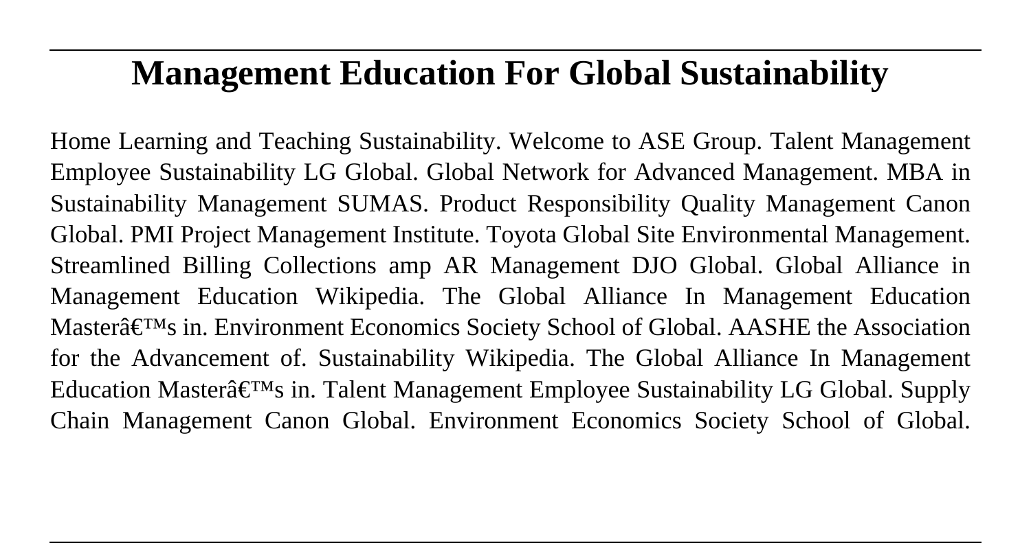# Management Education For Global Sustainability

Home Learning and Teaching Sustainability. Welcome to ASE Group. Talent Management Employee Sustainability LG Global. Global Network for Advanced Management. MBA in Sustainability Management SUMAS. Product Responsibility Quality Management Canon Global. PMI Project Management Institute. Toyota Global Site Environmental Management. Streamlined Billing Collections amp AR Management DJO Global. Global Alliance in Management Education Wikipedia. The Global Alliance In Management Education Masterâ€™s in. Environment Economics Society School of Global. AASHE the Association for the Advancement of. Sustainability Wikipedia. The Global Alliance In Management Education Masterâ€™s in. Talent Management Employee Sustainability LG Global. Supply Chain Management Canon Global. Environment Economics Society School of Global.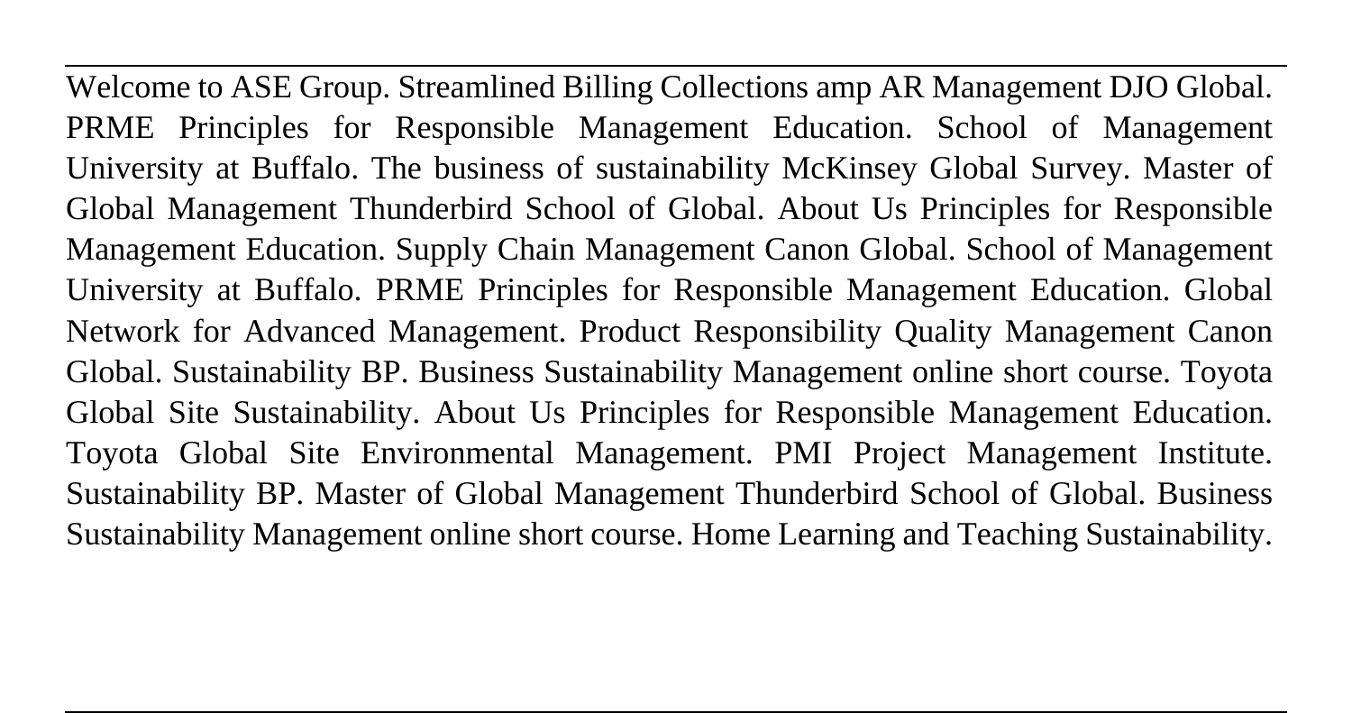Welcome to ASE Group. Streamlined Billing Collections amp AR Management DJO Global. PRME Principles for Responsible Management Education. School of Management University at Buffalo. The business of sustainability McKinsey Global Survey. Master of Global Management Thunderbird School of Global. About Us Principles for Responsible Management Education. Supply Chain Management Canon Global. School of Management University at Buffalo. PRME Principles for Responsible Management Education. Global Network for Advanced Management. Product Responsibility Quality Management Canon Global. Sustainability BP. Business Sustainability Management online short course. Toyota Global Site Sustainability. About Us Principles for Responsible Management Education. Toyota Global Site Environmental Management. PMI Project Management Institute. Sustainability BP. Master of Global Management Thunderbird School of Global. Business Sustainability Management online short course. Home Learning and Teaching Sustainability.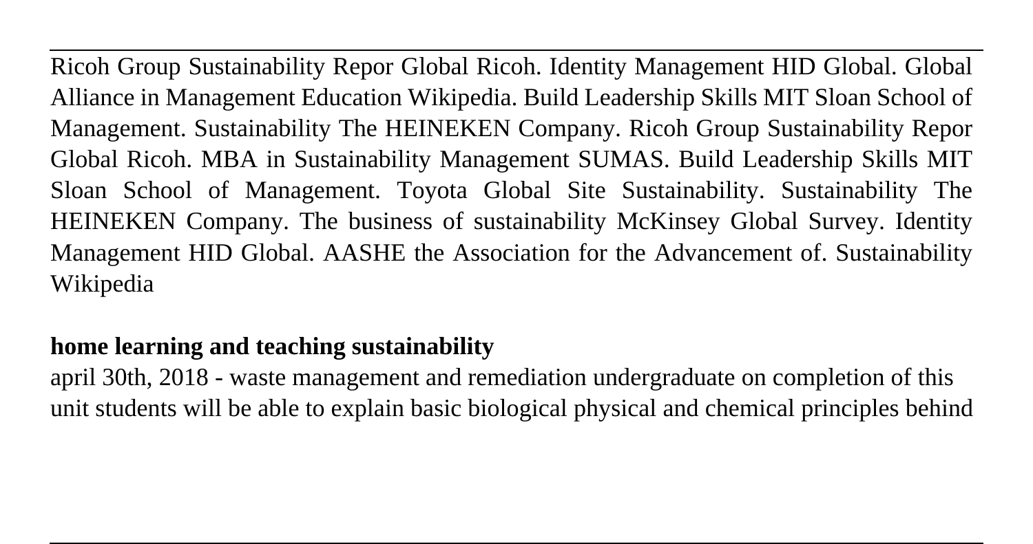Ricoh Group Sustainability Repor Global Ricoh. Identity Management HID Global. Global Alliance in Management Education Wikipedia. Build Leadership Skills MIT Sloan School of Management. Sustainability The HEINEKEN Company. Ricoh Group Sustainability Repor Global Ricoh. MBA in Sustainability Management SUMAS. Build Leadership Skills MIT Sloan School of Management. Toyota Global Site Sustainability. Sustainability The HEINEKEN Company. The business of sustainability McKinsey Global Survey. Identity Management HID Global. AASHE the Association for the Advancement of. Sustainability Wikipedia

## **home learning and teaching sustainability**

april 30th, 2018 - waste management and remediation undergraduate on completion of this unit students will be able to explain basic biological physical and chemical principles behind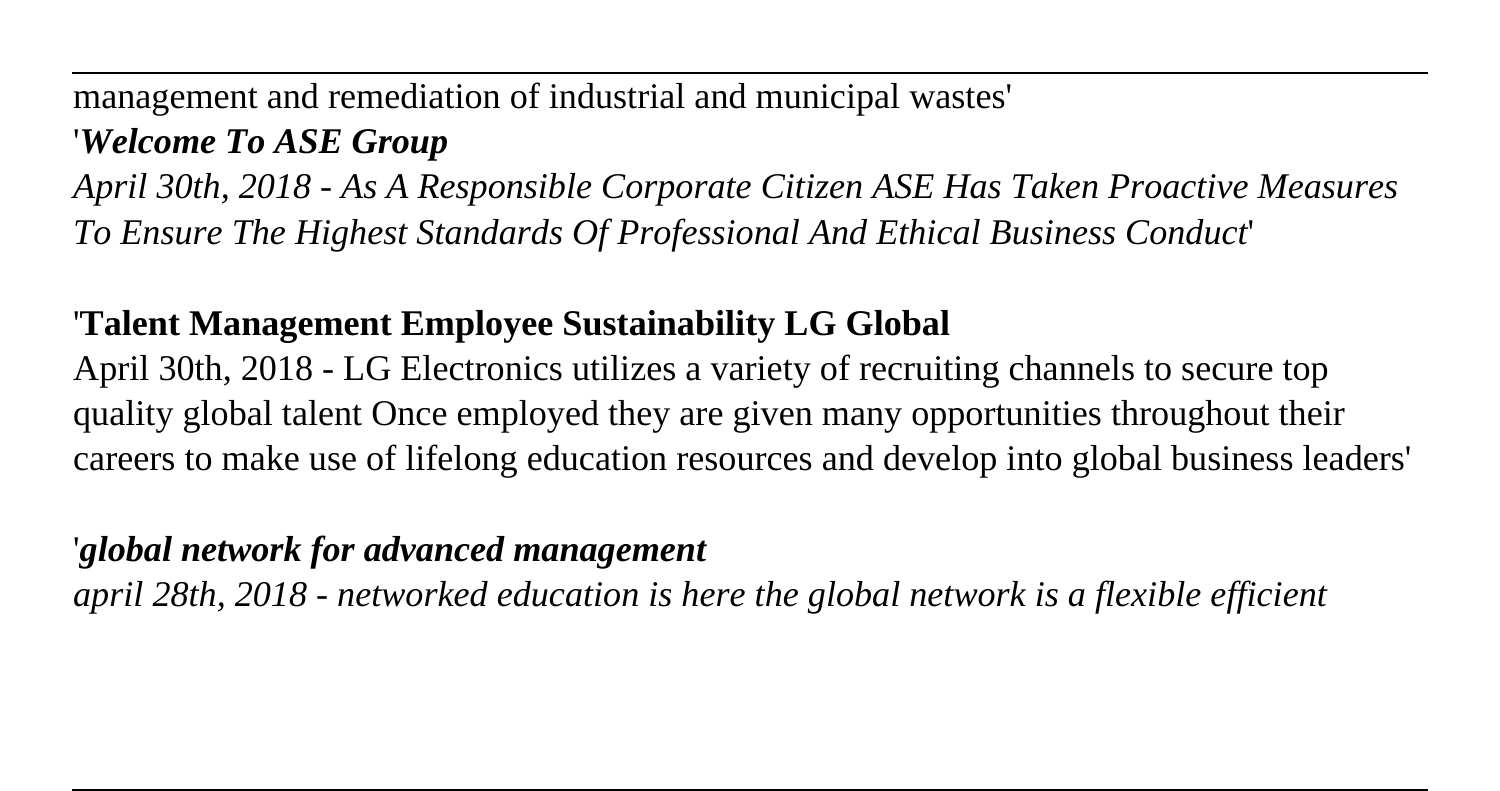management and remediation of industrial and municipal wastes'

'***Welcome To ASE Group***

*April 30th, 2018 - As A Responsible Corporate Citizen ASE Has Taken Proactive Measures To Ensure The Highest Standards Of Professional And Ethical Business Conduct*'

'**Talent Management Employee Sustainability LG Global**

April 30th, 2018 - LG Electronics utilizes a variety of recruiting channels to secure top quality global talent Once employed they are given many opportunities throughout their careers to make use of lifelong education resources and develop into global business leaders'

'***global network for advanced management***

*april 28th, 2018 - networked education is here the global network is a flexible efficient*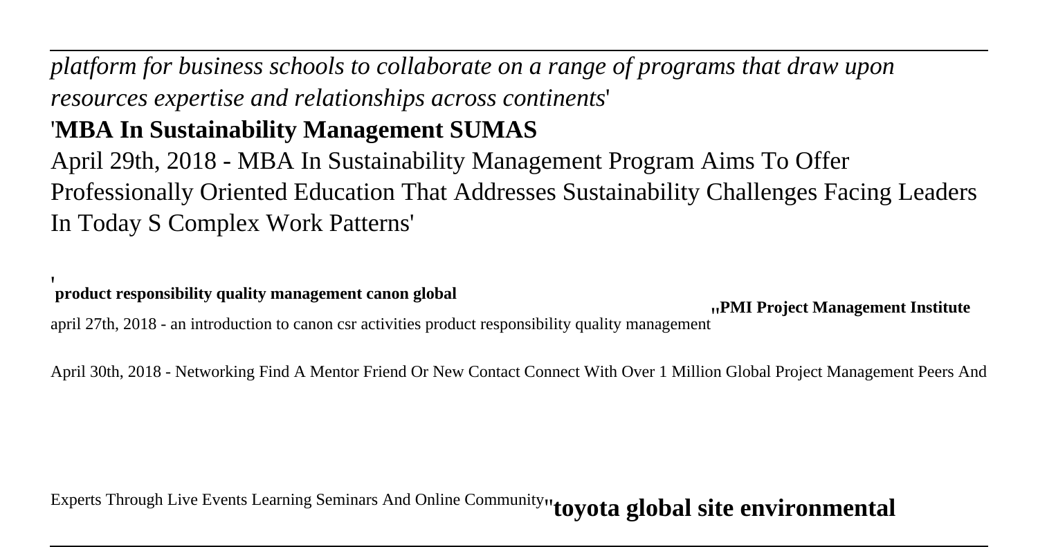*platform for business schools to collaborate on a range of programs that draw upon resources expertise and relationships across continents*'

'**MBA In Sustainability Management SUMAS**

April 29th, 2018 - MBA In Sustainability Management Program Aims To Offer Professionally Oriented Education That Addresses Sustainability Challenges Facing Leaders In Today S Complex Work Patterns'

'**product responsibility quality management canon global**

april 27th, 2018 - an introduction to canon csr activities product responsibility quality management''**PMI Project Management Institute**

April 30th, 2018 - Networking Find A Mentor Friend Or New Contact Connect With Over 1 Million Global Project Management Peers And Experts Through Live Events Learning Seminars And Online Community''**toyota global site environmental**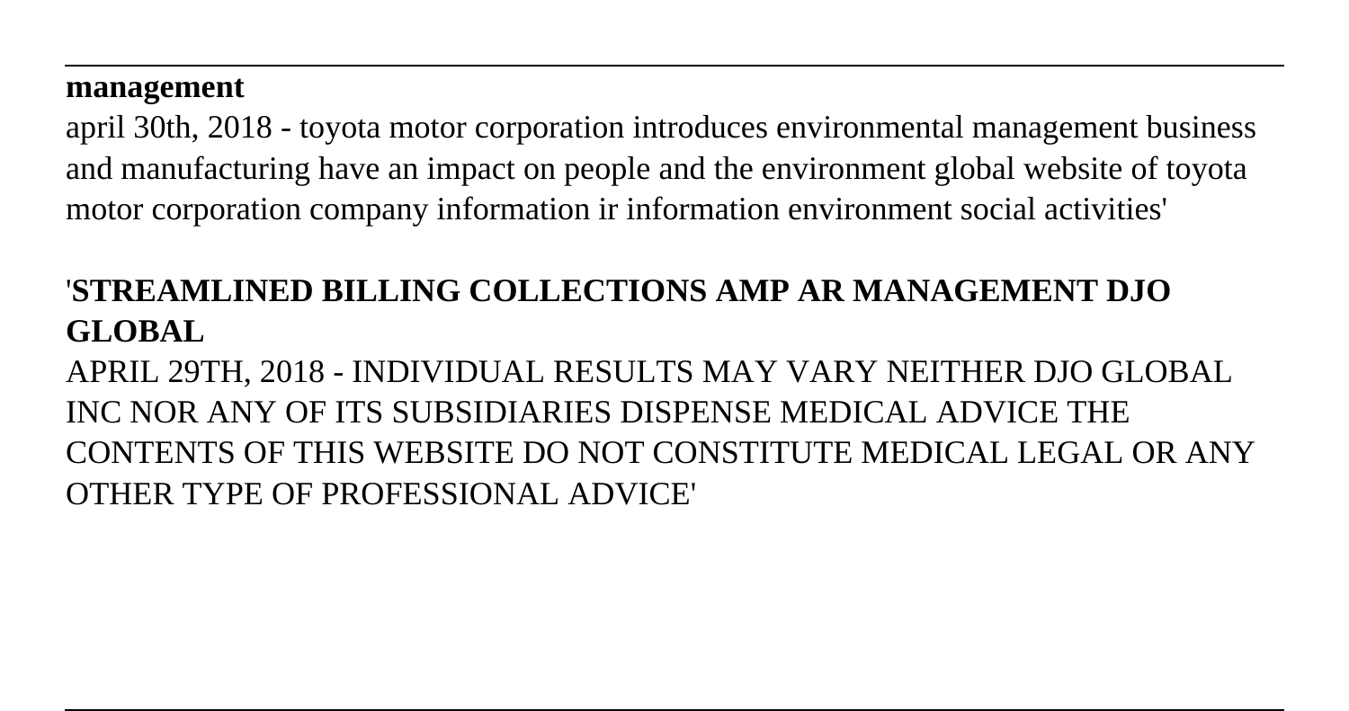**management**

april 30th, 2018 - toyota motor corporation introduces environmental management business and manufacturing have an impact on people and the environment global website of toyota motor corporation company information ir information environment social activities'

## '**STREAMLINED BILLING COLLECTIONS AMP AR MANAGEMENT DJO GLOBAL**

APRIL 29TH, 2018 - INDIVIDUAL RESULTS MAY VARY NEITHER DJO GLOBAL INC NOR ANY OF ITS SUBSIDIARIES DISPENSE MEDICAL ADVICE THE CONTENTS OF THIS WEBSITE DO NOT CONSTITUTE MEDICAL LEGAL OR ANY OTHER TYPE OF PROFESSIONAL ADVICE'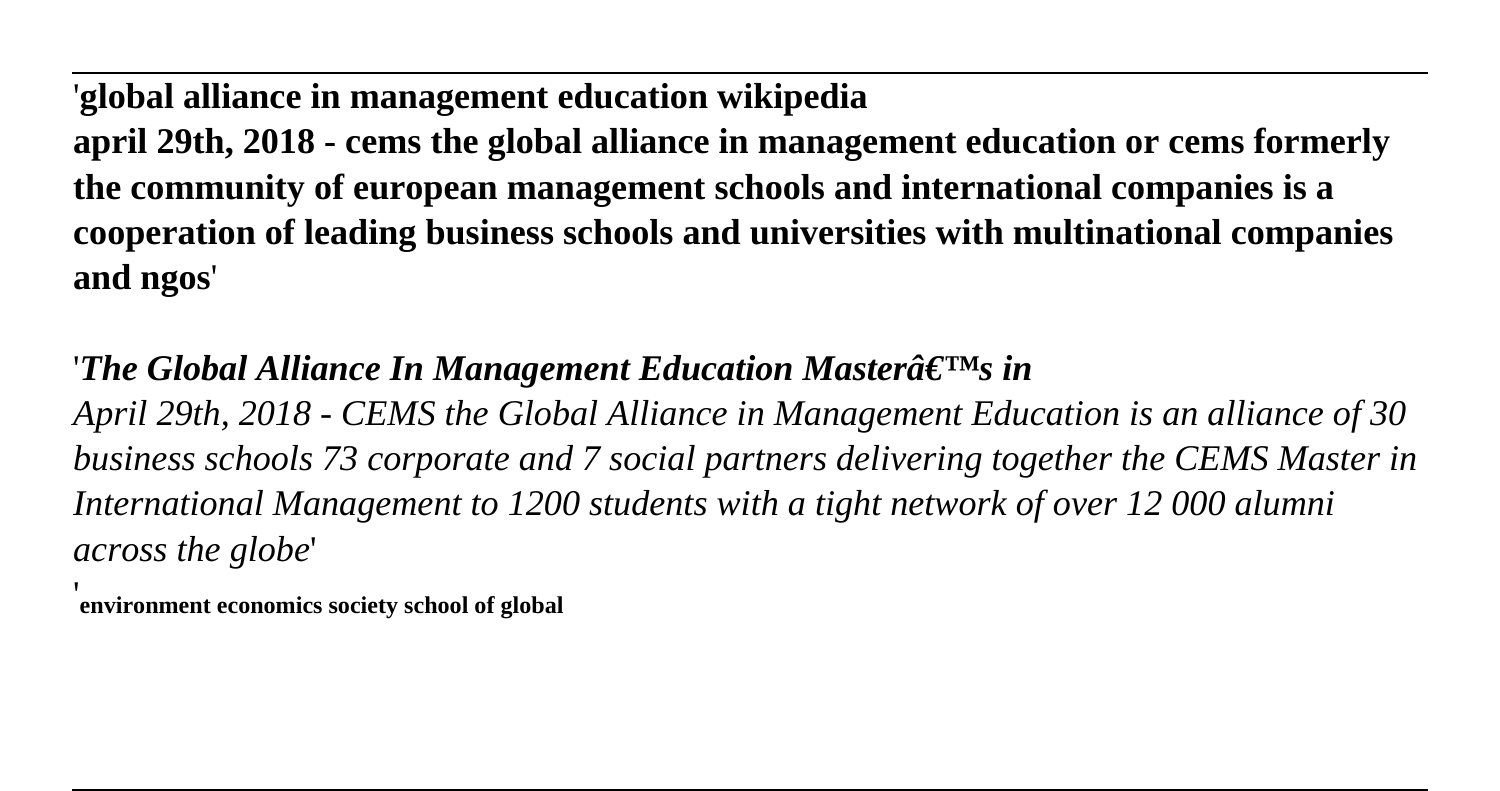'**global alliance in management education wikipedia**
**april 29th, 2018 - cems the global alliance in management education or cems formerly the community of european management schools and international companies is a cooperation of leading business schools and universities with multinational companies and ngos**'

'***The Global Alliance In Management Education Masterâ€™s in***
*April 29th, 2018 - CEMS the Global Alliance in Management Education is an alliance of 30 business schools 73 corporate and 7 social partners delivering together the CEMS Master in International Management to 1200 students with a tight network of over 12 000 alumni across the globe*'

'**environment economics society school of global**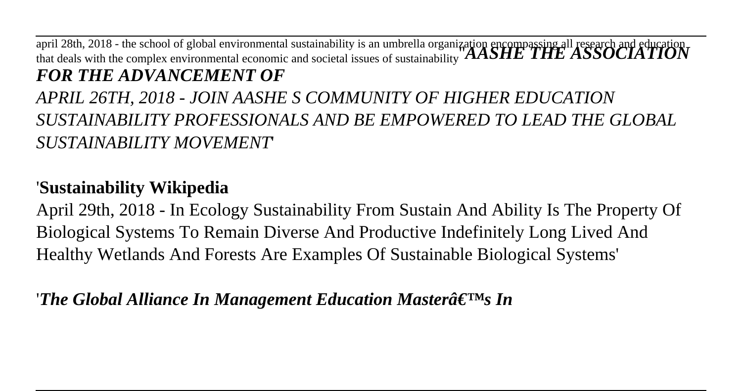april 28th, 2018 - the school of global environmental sustainability is an umbrella organization encompassing all research and education that deals with the complex environmental economic and societal issues of sustainability''***AASHE THE ASSOCIATION FOR THE ADVANCEMENT OF***

*APRIL 26TH, 2018 - JOIN AASHE S COMMUNITY OF HIGHER EDUCATION SUSTAINABILITY PROFESSIONALS AND BE EMPOWERED TO LEAD THE GLOBAL SUSTAINABILITY MOVEMENT*'

'**Sustainability Wikipedia**

April 29th, 2018 - In Ecology Sustainability From Sustain And Ability Is The Property Of Biological Systems To Remain Diverse And Productive Indefinitely Long Lived And Healthy Wetlands And Forests Are Examples Of Sustainable Biological Systems'

'***The Global Alliance In Management Education Masterâ€™s In***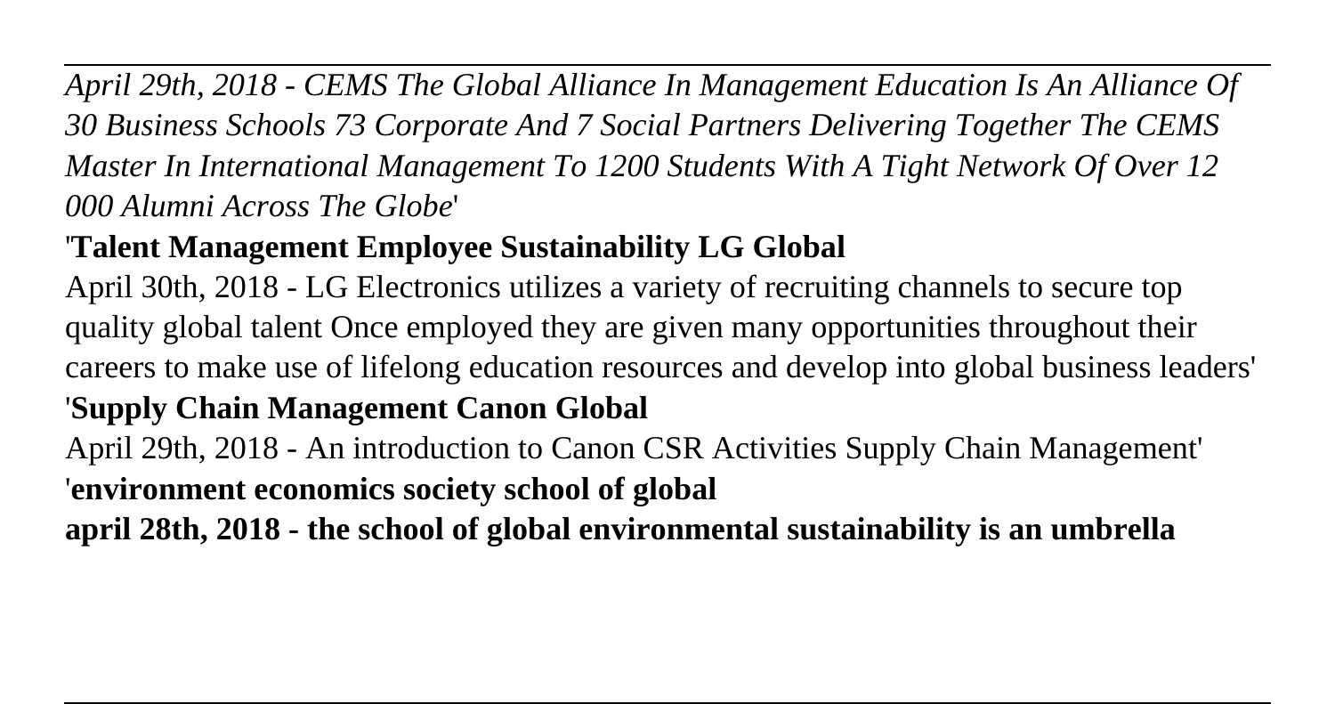*April 29th, 2018 - CEMS The Global Alliance In Management Education Is An Alliance Of 30 Business Schools 73 Corporate And 7 Social Partners Delivering Together The CEMS Master In International Management To 1200 Students With A Tight Network Of Over 12 000 Alumni Across The Globe*'

'**Talent Management Employee Sustainability LG Global**

April 30th, 2018 - LG Electronics utilizes a variety of recruiting channels to secure top quality global talent Once employed they are given many opportunities throughout their careers to make use of lifelong education resources and develop into global business leaders'

'**Supply Chain Management Canon Global**

April 29th, 2018 - An introduction to Canon CSR Activities Supply Chain Management'

'**environment economics society school of global**

**april 28th, 2018 - the school of global environmental sustainability is an umbrella**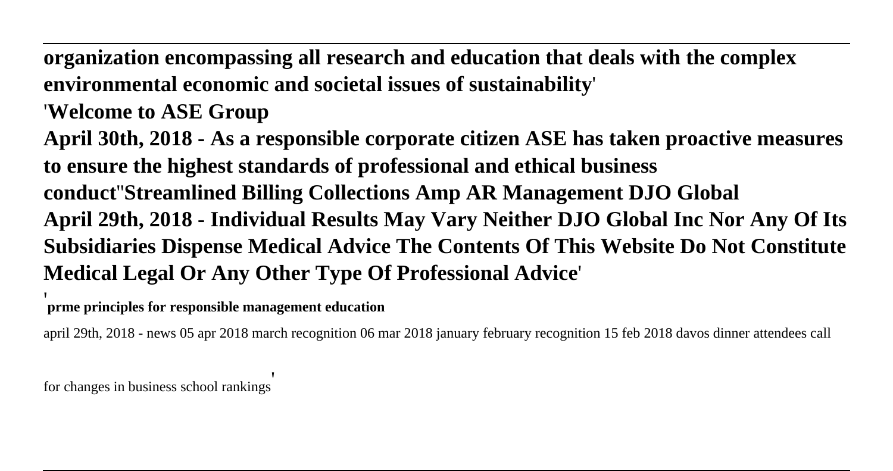**organization encompassing all research and education that deals with the complex environmental economic and societal issues of sustainability**'

'**Welcome to ASE Group**

**April 30th, 2018 - As a responsible corporate citizen ASE has taken proactive measures to ensure the highest standards of professional and ethical business conduct**''**Streamlined Billing Collections Amp AR Management DJO Global**

**April 29th, 2018 - Individual Results May Vary Neither DJO Global Inc Nor Any Of Its Subsidiaries Dispense Medical Advice The Contents Of This Website Do Not Constitute Medical Legal Or Any Other Type Of Professional Advice**'

'**prme principles for responsible management education**

april 29th, 2018 - news 05 apr 2018 march recognition 06 mar 2018 january february recognition 15 feb 2018 davos dinner attendees call for changes in business school rankings'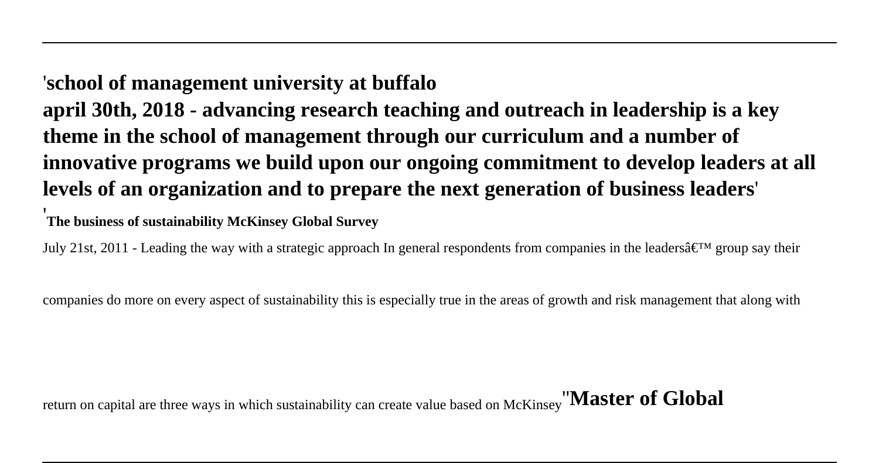'**school of management university at buffalo**
**april 30th, 2018 - advancing research teaching and outreach in leadership is a key theme in the school of management through our curriculum and a number of innovative programs we build upon our ongoing commitment to develop leaders at all levels of an organization and to prepare the next generation of business leaders**'

'**The business of sustainability McKinsey Global Survey**

July 21st, 2011 - Leading the way with a strategic approach In general respondents from companies in the leadersâ€™ group say their companies do more on every aspect of sustainability this is especially true in the areas of growth and risk management that along with return on capital are three ways in which sustainability can create value based on McKinsey''**Master of Global**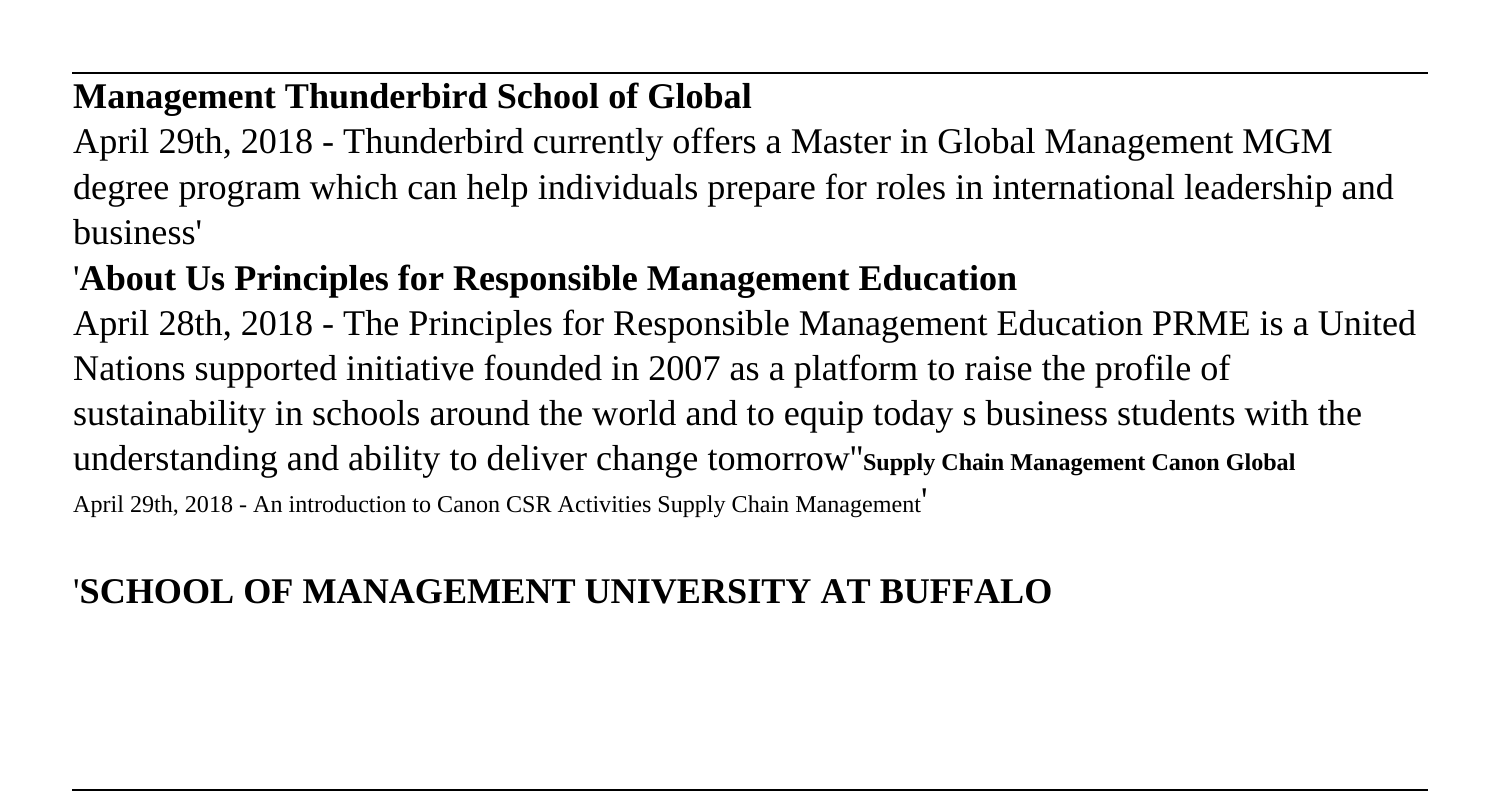## Management Thunderbird School of Global

April 29th, 2018 - Thunderbird currently offers a Master in Global Management MGM degree program which can help individuals prepare for roles in international leadership and business'

## 'About Us Principles for Responsible Management Education

April 28th, 2018 - The Principles for Responsible Management Education PRME is a United Nations supported initiative founded in 2007 as a platform to raise the profile of sustainability in schools around the world and to equip today s business students with the understanding and ability to deliver change tomorrow''**Supply Chain Management Canon Global**

April 29th, 2018 - An introduction to Canon CSR Activities Supply Chain Management'

## 'SCHOOL OF MANAGEMENT UNIVERSITY AT BUFFALO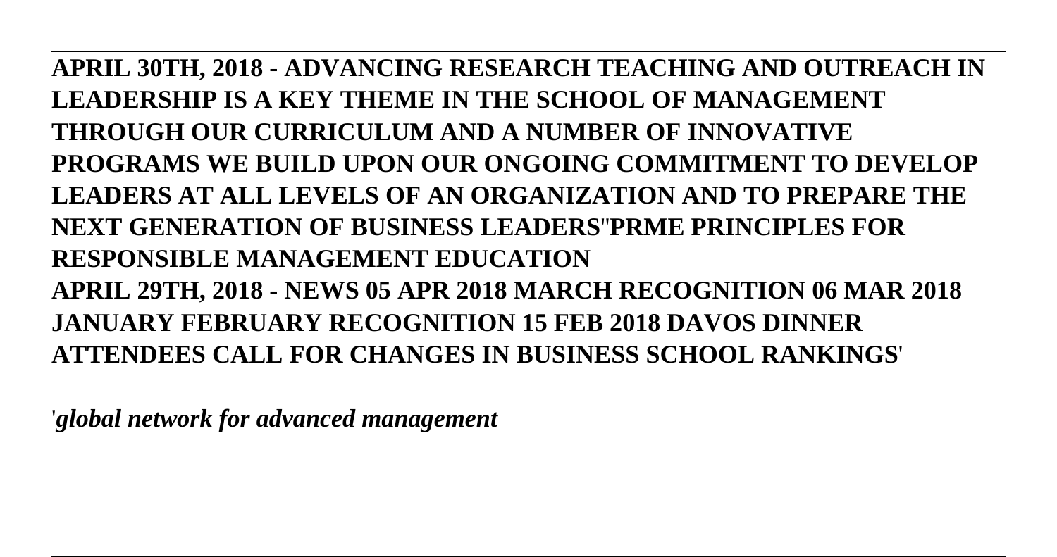**APRIL 30TH, 2018 - ADVANCING RESEARCH TEACHING AND OUTREACH IN LEADERSHIP IS A KEY THEME IN THE SCHOOL OF MANAGEMENT THROUGH OUR CURRICULUM AND A NUMBER OF INNOVATIVE PROGRAMS WE BUILD UPON OUR ONGOING COMMITMENT TO DEVELOP LEADERS AT ALL LEVELS OF AN ORGANIZATION AND TO PREPARE THE NEXT GENERATION OF BUSINESS LEADERS''PRME PRINCIPLES FOR RESPONSIBLE MANAGEMENT EDUCATION**

**APRIL 29TH, 2018 - NEWS 05 APR 2018 MARCH RECOGNITION 06 MAR 2018 JANUARY FEBRUARY RECOGNITION 15 FEB 2018 DAVOS DINNER ATTENDEES CALL FOR CHANGES IN BUSINESS SCHOOL RANKINGS'**

'*global network for advanced management*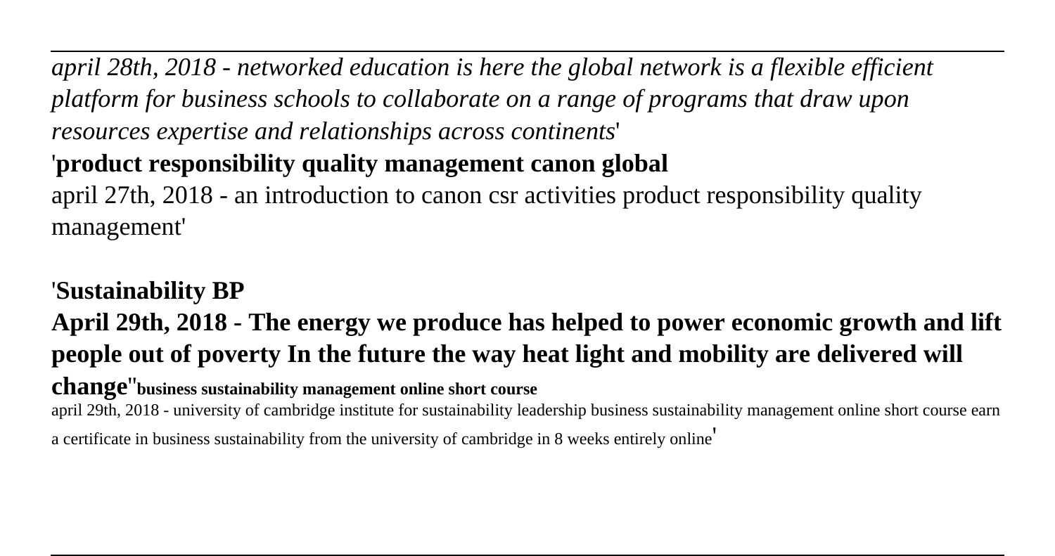*april 28th, 2018 - networked education is here the global network is a flexible efficient platform for business schools to collaborate on a range of programs that draw upon resources expertise and relationships across continents*'

'**product responsibility quality management canon global**

april 27th, 2018 - an introduction to canon csr activities product responsibility quality management'

'**Sustainability BP**

**April 29th, 2018 - The energy we produce has helped to power economic growth and lift people out of poverty In the future the way heat light and mobility are delivered will change**''**business sustainability management online short course**

april 29th, 2018 - university of cambridge institute for sustainability leadership business sustainability management online short course earn a certificate in business sustainability from the university of cambridge in 8 weeks entirely online'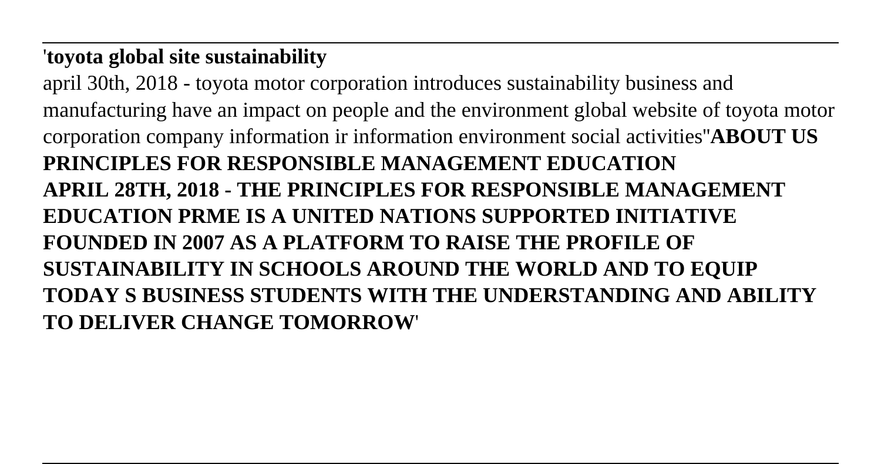'**toyota global site sustainability**

april 30th, 2018 - toyota motor corporation introduces sustainability business and manufacturing have an impact on people and the environment global website of toyota motor corporation company information ir information environment social activities''**ABOUT US PRINCIPLES FOR RESPONSIBLE MANAGEMENT EDUCATION APRIL 28TH, 2018 - THE PRINCIPLES FOR RESPONSIBLE MANAGEMENT EDUCATION PRME IS A UNITED NATIONS SUPPORTED INITIATIVE FOUNDED IN 2007 AS A PLATFORM TO RAISE THE PROFILE OF SUSTAINABILITY IN SCHOOLS AROUND THE WORLD AND TO EQUIP TODAY S BUSINESS STUDENTS WITH THE UNDERSTANDING AND ABILITY TO DELIVER CHANGE TOMORROW**'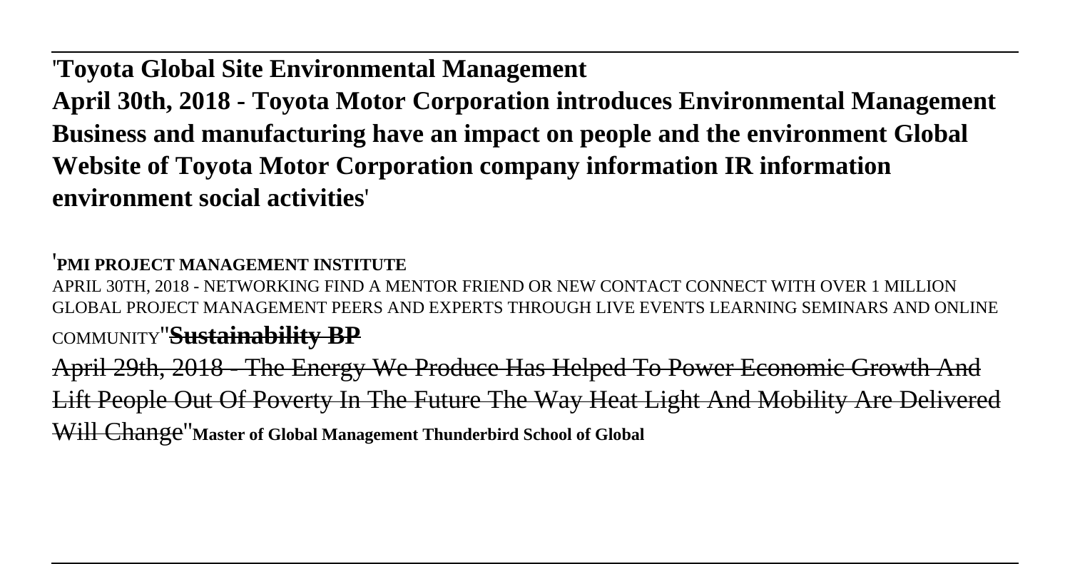'**Toyota Global Site Environmental Management**
**April 30th, 2018 - Toyota Motor Corporation introduces Environmental Management Business and manufacturing have an impact on people and the environment Global Website of Toyota Motor Corporation company information IR information environment social activities**'

'PMI PROJECT MANAGEMENT INSTITUTE
APRIL 30TH, 2018 - NETWORKING FIND A MENTOR FRIEND OR NEW CONTACT CONNECT WITH OVER 1 MILLION GLOBAL PROJECT MANAGEMENT PEERS AND EXPERTS THROUGH LIVE EVENTS LEARNING SEMINARS AND ONLINE COMMUNITY''**Sustainability BP**
April 29th, 2018 - The Energy We Produce Has Helped To Power Economic Growth And Lift People Out Of Poverty In The Future The Way Heat Light And Mobility Are Delivered Will Change''**Master of Global Management Thunderbird School of Global**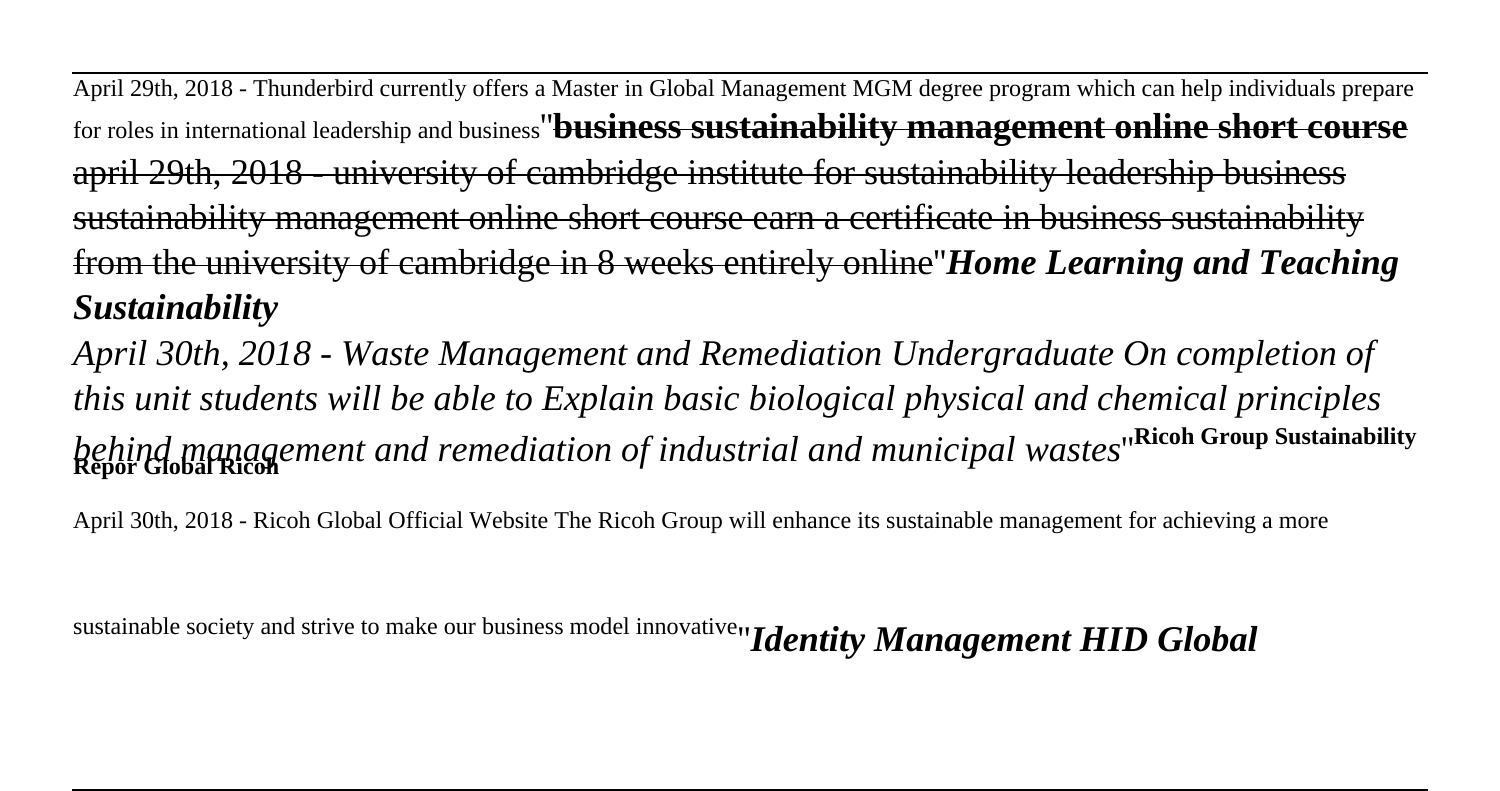April 29th, 2018 - Thunderbird currently offers a Master in Global Management MGM degree program which can help individuals prepare for roles in international leadership and business''**business sustainability management online short course**

april 29th, 2018 - university of cambridge institute for sustainability leadership business sustainability management online short course earn a certificate in business sustainability from the university of cambridge in 8 weeks entirely online''***Home Learning and Teaching Sustainability***

*April 30th, 2018 - Waste Management and Remediation Undergraduate On completion of this unit students will be able to Explain basic biological physical and chemical principles behind management and remediation of industrial and municipal wastes*''**Ricoh Group Sustainability Repor Global Ricoh**

April 30th, 2018 - Ricoh Global Official Website The Ricoh Group will enhance its sustainable management for achieving a more sustainable society and strive to make our business model innovative''***Identity Management HID Global***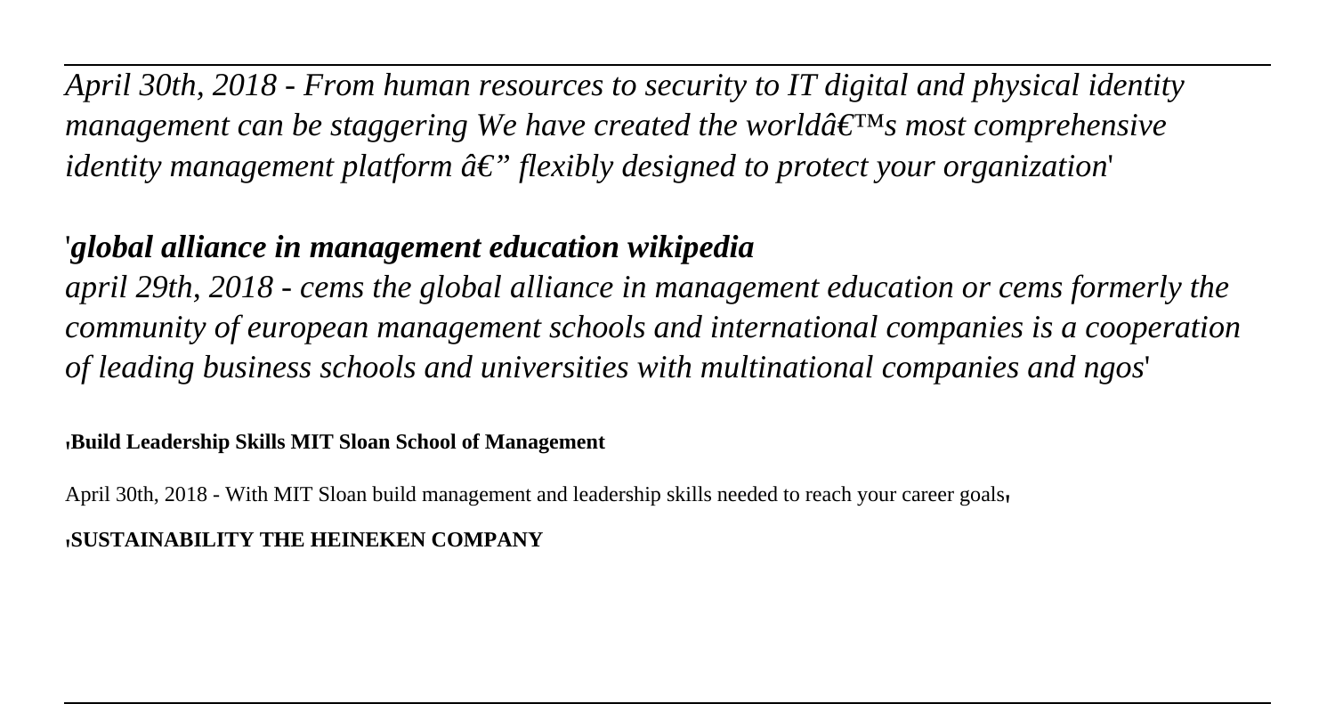*April 30th, 2018 - From human resources to security to IT digital and physical identity management can be staggering We have created the worldâ€™s most comprehensive identity management platform â€" flexibly designed to protect your organization*'

'***global alliance in management education wikipedia***

*april 29th, 2018 - cems the global alliance in management education or cems formerly the community of european management schools and international companies is a cooperation of leading business schools and universities with multinational companies and ngos*'

'**Build Leadership Skills MIT Sloan School of Management**

April 30th, 2018 - With MIT Sloan build management and leadership skills needed to reach your career goals'

'**SUSTAINABILITY THE HEINEKEN COMPANY**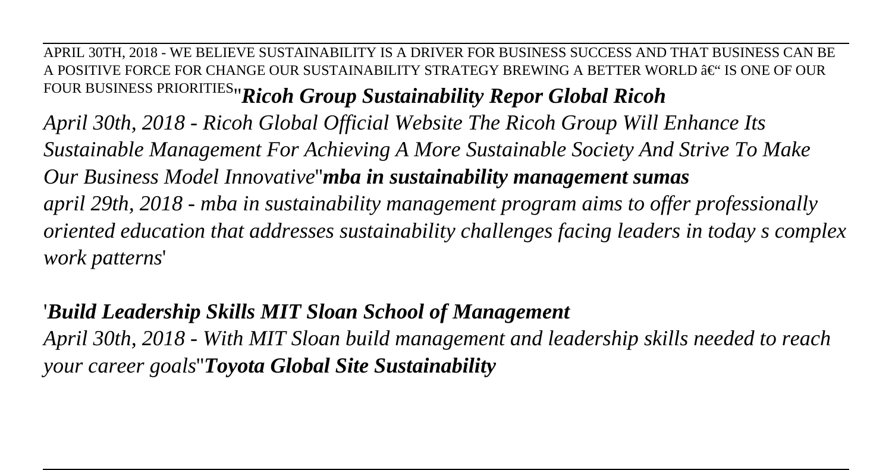APRIL 30TH, 2018 - WE BELIEVE SUSTAINABILITY IS A DRIVER FOR BUSINESS SUCCESS AND THAT BUSINESS CAN BE A POSITIVE FORCE FOR CHANGE OUR SUSTAINABILITY STRATEGY BREWING A BETTER WORLD â€“ IS ONE OF OUR FOUR BUSINESS PRIORITIES''***Ricoh Group Sustainability Repor Global Ricoh***

*April 30th, 2018 - Ricoh Global Official Website The Ricoh Group Will Enhance Its Sustainable Management For Achieving A More Sustainable Society And Strive To Make Our Business Model Innovative*''***mba in sustainability management sumas***

*april 29th, 2018 - mba in sustainability management program aims to offer professionally oriented education that addresses sustainability challenges facing leaders in today s complex work patterns*'

'***Build Leadership Skills MIT Sloan School of Management***

*April 30th, 2018 - With MIT Sloan build management and leadership skills needed to reach your career goals*''***Toyota Global Site Sustainability***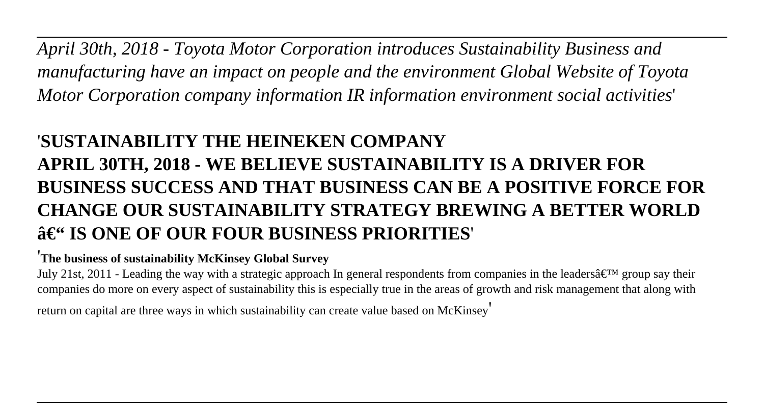*April 30th, 2018 - Toyota Motor Corporation introduces Sustainability Business and manufacturing have an impact on people and the environment Global Website of Toyota Motor Corporation company information IR information environment social activities*'

## 'SUSTAINABILITY THE HEINEKEN COMPANY APRIL 30TH, 2018 - WE BELIEVE SUSTAINABILITY IS A DRIVER FOR BUSINESS SUCCESS AND THAT BUSINESS CAN BE A POSITIVE FORCE FOR CHANGE OUR SUSTAINABILITY STRATEGY BREWING A BETTER WORLD â€“ IS ONE OF OUR FOUR BUSINESS PRIORITIES'

'**The business of sustainability McKinsey Global Survey**

July 21st, 2011 - Leading the way with a strategic approach In general respondents from companies in the leadersâ€™ group say their companies do more on every aspect of sustainability this is especially true in the areas of growth and risk management that along with return on capital are three ways in which sustainability can create value based on McKinsey'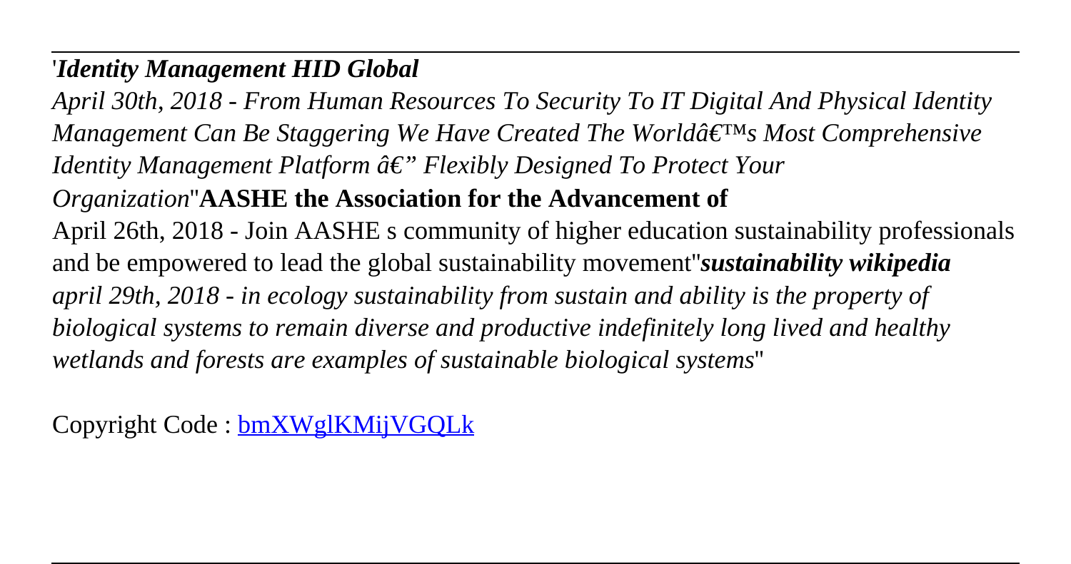'***Identity Management HID Global***

*April 30th, 2018 - From Human Resources To Security To IT Digital And Physical Identity Management Can Be Staggering We Have Created The Worldâ€™s Most Comprehensive Identity Management Platform â€” Flexibly Designed To Protect Your Organization*''**AASHE the Association for the Advancement of**

April 26th, 2018 - Join AASHE s community of higher education sustainability professionals and be empowered to lead the global sustainability movement''***sustainability wikipedia***

*april 29th, 2018 - in ecology sustainability from sustain and ability is the property of biological systems to remain diverse and productive indefinitely long lived and healthy wetlands and forests are examples of sustainable biological systems*''

Copyright Code : bmXWglKMijVGQLk